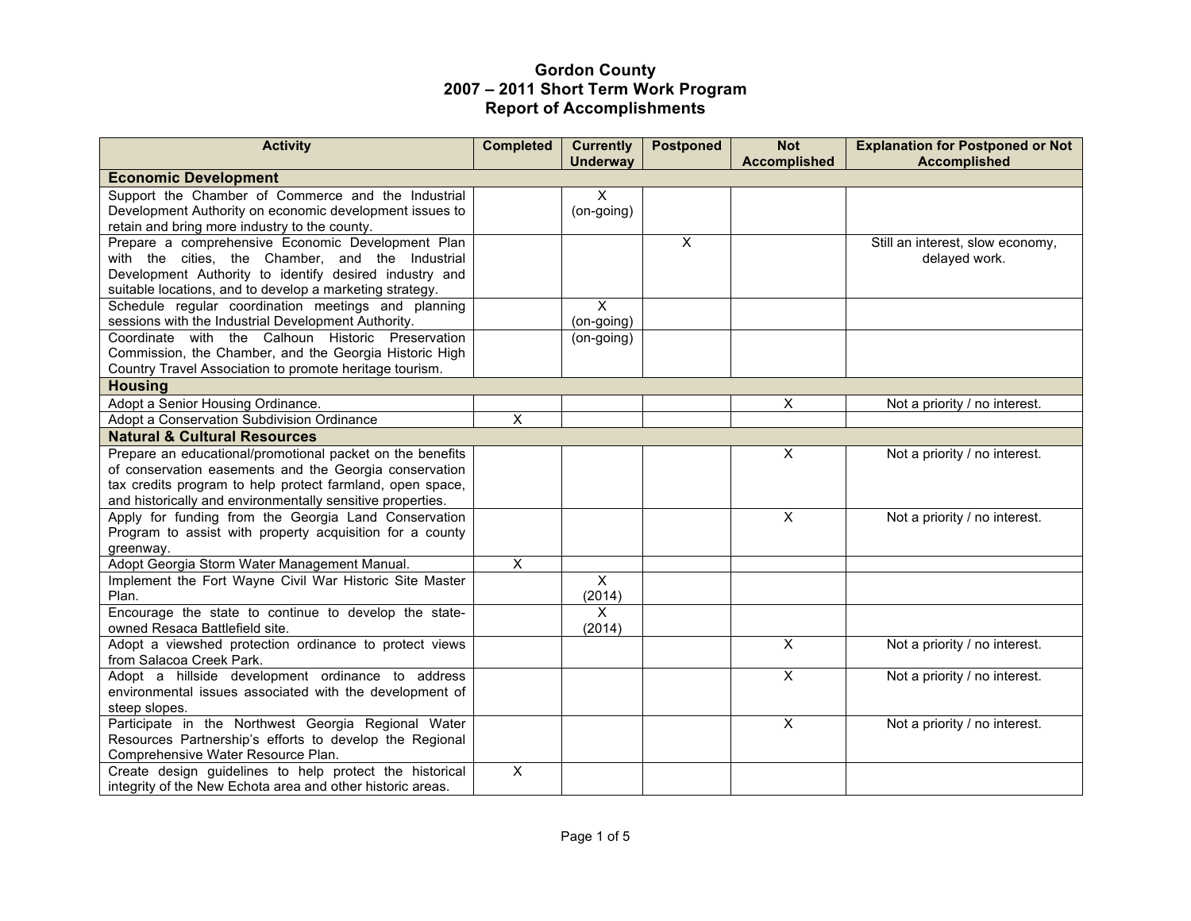# Gordon County
## 2007 – 2011 Short Term Work Program
## Report of Accomplishments

| Activity | Completed | Currently Underway | Postponed | Not Accomplished | Explanation for Postponed or Not Accomplished |
|---|---|---|---|---|---|
| **Economic Development** | | | | | |
| Support the Chamber of Commerce and the Industrial Development Authority on economic development issues to retain and bring more industry to the county. | | X (on-going) | | | |
| Prepare a comprehensive Economic Development Plan with the cities, the Chamber, and the Industrial Development Authority to identify desired industry and suitable locations, and to develop a marketing strategy. | | | X | | Still an interest, slow economy, delayed work. |
| Schedule regular coordination meetings and planning sessions with the Industrial Development Authority. | | X (on-going) | | | |
| Coordinate with the Calhoun Historic Preservation Commission, the Chamber, and the Georgia Historic High Country Travel Association to promote heritage tourism. | | (on-going) | | | |
| **Housing** | | | | | |
| Adopt a Senior Housing Ordinance. | | | | X | Not a priority / no interest. |
| Adopt a Conservation Subdivision Ordinance | X | | | | |
| **Natural & Cultural Resources** | | | | | |
| Prepare an educational/promotional packet on the benefits of conservation easements and the Georgia conservation tax credits program to help protect farmland, open space, and historically and environmentally sensitive properties. | | | | X | Not a priority / no interest. |
| Apply for funding from the Georgia Land Conservation Program to assist with property acquisition for a county greenway. | | | | X | Not a priority / no interest. |
| Adopt Georgia Storm Water Management Manual. | X | | | | |
| Implement the Fort Wayne Civil War Historic Site Master Plan. | | X (2014) | | | |
| Encourage the state to continue to develop the state-owned Resaca Battlefield site. | | X (2014) | | | |
| Adopt a viewshed protection ordinance to protect views from Salacoa Creek Park. | | | | X | Not a priority / no interest. |
| Adopt a hillside development ordinance to address environmental issues associated with the development of steep slopes. | | | | X | Not a priority / no interest. |
| Participate in the Northwest Georgia Regional Water Resources Partnership's efforts to develop the Regional Comprehensive Water Resource Plan. | | | | X | Not a priority / no interest. |
| Create design guidelines to help protect the historical integrity of the New Echota area and other historic areas. | X | | | | |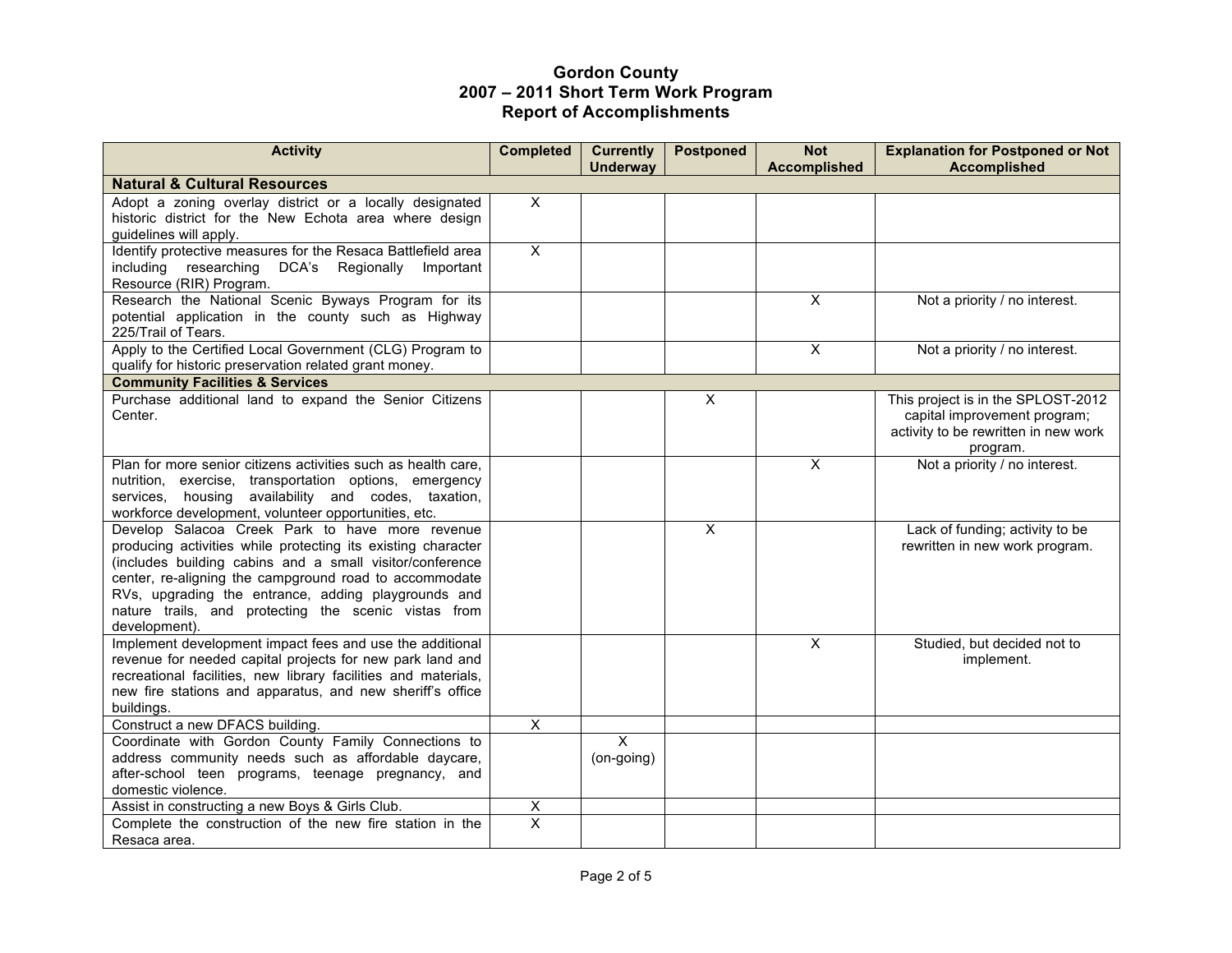# Gordon County
## 2007 – 2011 Short Term Work Program
## Report of Accomplishments

| Activity | Completed | Currently Underway | Postponed | Not Accomplished | Explanation for Postponed or Not Accomplished |
|---|---|---|---|---|---|
| **Natural & Cultural Resources** | | | | | |
| Adopt a zoning overlay district or a locally designated historic district for the New Echota area where design guidelines will apply. | X | | | | |
| Identify protective measures for the Resaca Battlefield area including researching DCA's Regionally Important Resource (RIR) Program. | X | | | | |
| Research the National Scenic Byways Program for its potential application in the county such as Highway 225/Trail of Tears. | | | | X | Not a priority / no interest. |
| Apply to the Certified Local Government (CLG) Program to qualify for historic preservation related grant money. | | | | X | Not a priority / no interest. |
| **Community Facilities & Services** | | | | | |
| Purchase additional land to expand the Senior Citizens Center. | | | X | | This project is in the SPLOST-2012 capital improvement program; activity to be rewritten in new work program. |
| Plan for more senior citizens activities such as health care, nutrition, exercise, transportation options, emergency services, housing availability and codes, taxation, workforce development, volunteer opportunities, etc. | | | | X | Not a priority / no interest. |
| Develop Salacoa Creek Park to have more revenue producing activities while protecting its existing character (includes building cabins and a small visitor/conference center, re-aligning the campground road to accommodate RVs, upgrading the entrance, adding playgrounds and nature trails, and protecting the scenic vistas from development). | | | X | | Lack of funding; activity to be rewritten in new work program. |
| Implement development impact fees and use the additional revenue for needed capital projects for new park land and recreational facilities, new library facilities and materials, new fire stations and apparatus, and new sheriff's office buildings. | | | | X | Studied, but decided not to implement. |
| Construct a new DFACS building. | X | | | | |
| Coordinate with Gordon County Family Connections to address community needs such as affordable daycare, after-school teen programs, teenage pregnancy, and domestic violence. | | X (on-going) | | | |
| Assist in constructing a new Boys & Girls Club. | X | | | | |
| Complete the construction of the new fire station in the Resaca area. | X | | | | |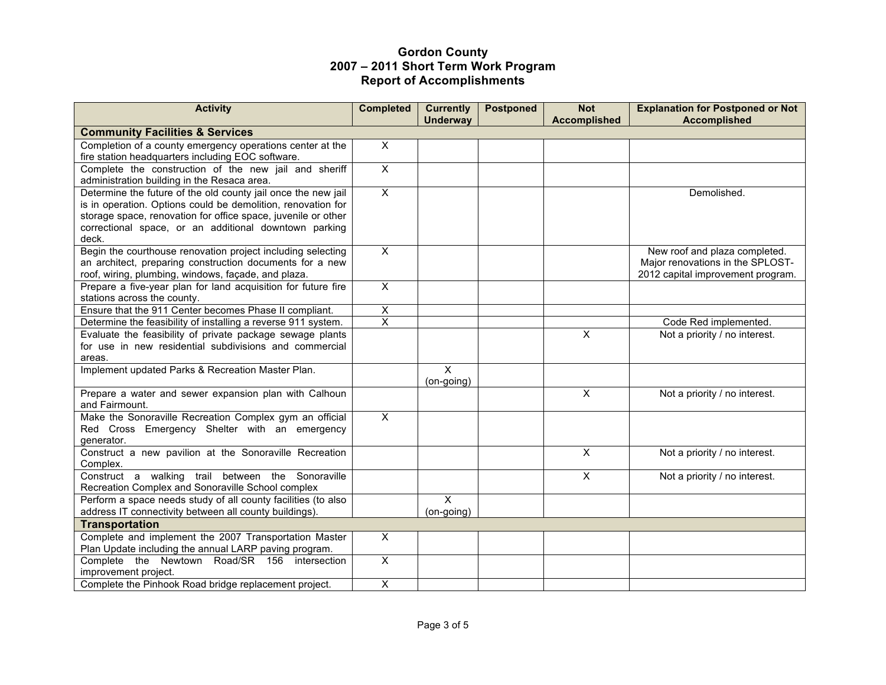# Gordon County
## 2007 – 2011 Short Term Work Program
## Report of Accomplishments

| Activity | Completed | Currently Underway | Postponed | Not Accomplished | Explanation for Postponed or Not Accomplished |
|---|---|---|---|---|---|
| **Community Facilities & Services** | | | | | |
| Completion of a county emergency operations center at the fire station headquarters including EOC software. | X | | | | |
| Complete the construction of the new jail and sheriff administration building in the Resaca area. | X | | | | |
| Determine the future of the old county jail once the new jail is in operation. Options could be demolition, renovation for storage space, renovation for office space, juvenile or other correctional space, or an additional downtown parking deck. | X | | | | Demolished. |
| Begin the courthouse renovation project including selecting an architect, preparing construction documents for a new roof, wiring, plumbing, windows, façade, and plaza. | X | | | | New roof and plaza completed. Major renovations in the SPLOST-2012 capital improvement program. |
| Prepare a five-year plan for land acquisition for future fire stations across the county. | X | | | | |
| Ensure that the 911 Center becomes Phase II compliant. | X | | | | |
| Determine the feasibility of installing a reverse 911 system. | X | | | | Code Red implemented. |
| Evaluate the feasibility of private package sewage plants for use in new residential subdivisions and commercial areas. | | | | X | Not a priority / no interest. |
| Implement updated Parks & Recreation Master Plan. | | X (on-going) | | | |
| Prepare a water and sewer expansion plan with Calhoun and Fairmount. | | | | X | Not a priority / no interest. |
| Make the Sonoraville Recreation Complex gym an official Red Cross Emergency Shelter with an emergency generator. | X | | | | |
| Construct a new pavilion at the Sonoraville Recreation Complex. | | | | X | Not a priority / no interest. |
| Construct a walking trail between the Sonoraville Recreation Complex and Sonoraville School complex | | | | X | Not a priority / no interest. |
| Perform a space needs study of all county facilities (to also address IT connectivity between all county buildings). | | X (on-going) | | | |
| **Transportation** | | | | | |
| Complete and implement the 2007 Transportation Master Plan Update including the annual LARP paving program. | X | | | | |
| Complete the Newtown Road/SR 156 intersection improvement project. | X | | | | |
| Complete the Pinhook Road bridge replacement project. | X | | | | |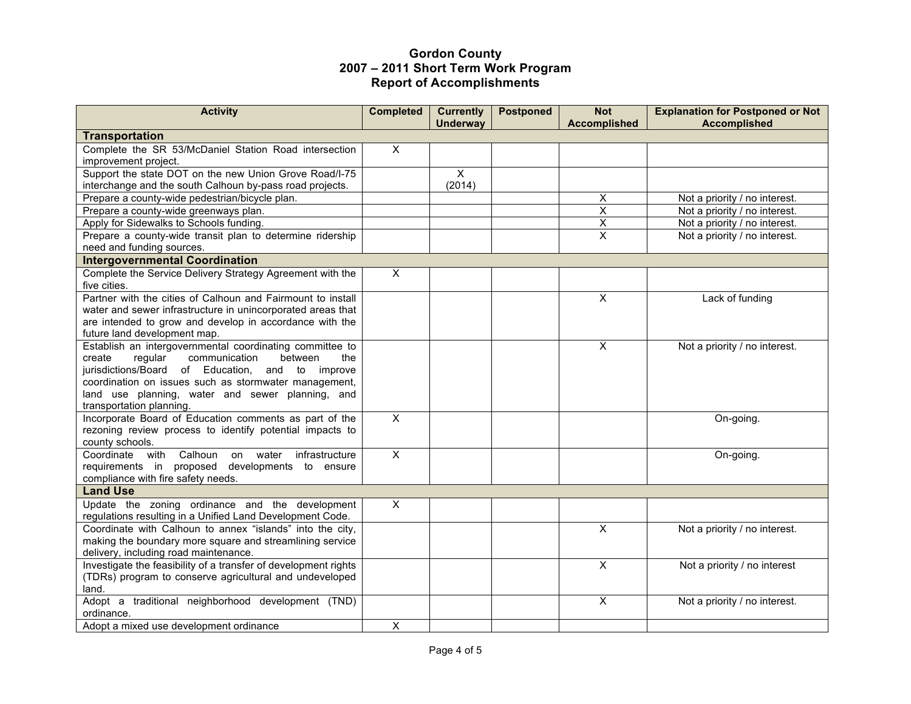# Gordon County
## 2007 – 2011 Short Term Work Program
## Report of Accomplishments

| Activity | Completed | Currently Underway | Postponed | Not Accomplished | Explanation for Postponed or Not Accomplished |
|---|---|---|---|---|---|
| **Transportation** | | | | | |
| Complete the SR 53/McDaniel Station Road intersection improvement project. | X | | | | |
| Support the state DOT on the new Union Grove Road/I-75 interchange and the south Calhoun by-pass road projects. | | X (2014) | | | |
| Prepare a county-wide pedestrian/bicycle plan. | | | | X | Not a priority / no interest. |
| Prepare a county-wide greenways plan. | | | | X | Not a priority / no interest. |
| Apply for Sidewalks to Schools funding. | | | | X | Not a priority / no interest. |
| Prepare a county-wide transit plan to determine ridership need and funding sources. | | | | X | Not a priority / no interest. |
| **Intergovernmental Coordination** | | | | | |
| Complete the Service Delivery Strategy Agreement with the five cities. | X | | | | |
| Partner with the cities of Calhoun and Fairmount to install water and sewer infrastructure in unincorporated areas that are intended to grow and develop in accordance with the future land development map. | | | | X | Lack of funding |
| Establish an intergovernmental coordinating committee to create regular communication between the jurisdictions/Board of Education, and to improve coordination on issues such as stormwater management, land use planning, water and sewer planning, and transportation planning. | | | | X | Not a priority / no interest. |
| Incorporate Board of Education comments as part of the rezoning review process to identify potential impacts to county schools. | X | | | | On-going. |
| Coordinate with Calhoun on water infrastructure requirements in proposed developments to ensure compliance with fire safety needs. | X | | | | On-going. |
| **Land Use** | | | | | |
| Update the zoning ordinance and the development regulations resulting in a Unified Land Development Code. | X | | | | |
| Coordinate with Calhoun to annex "islands" into the city, making the boundary more square and streamlining service delivery, including road maintenance. | | | | X | Not a priority / no interest. |
| Investigate the feasibility of a transfer of development rights (TDRs) program to conserve agricultural and undeveloped land. | | | | X | Not a priority / no interest |
| Adopt a traditional neighborhood development (TND) ordinance. | | | | X | Not a priority / no interest. |
| Adopt a mixed use development ordinance | X | | | | |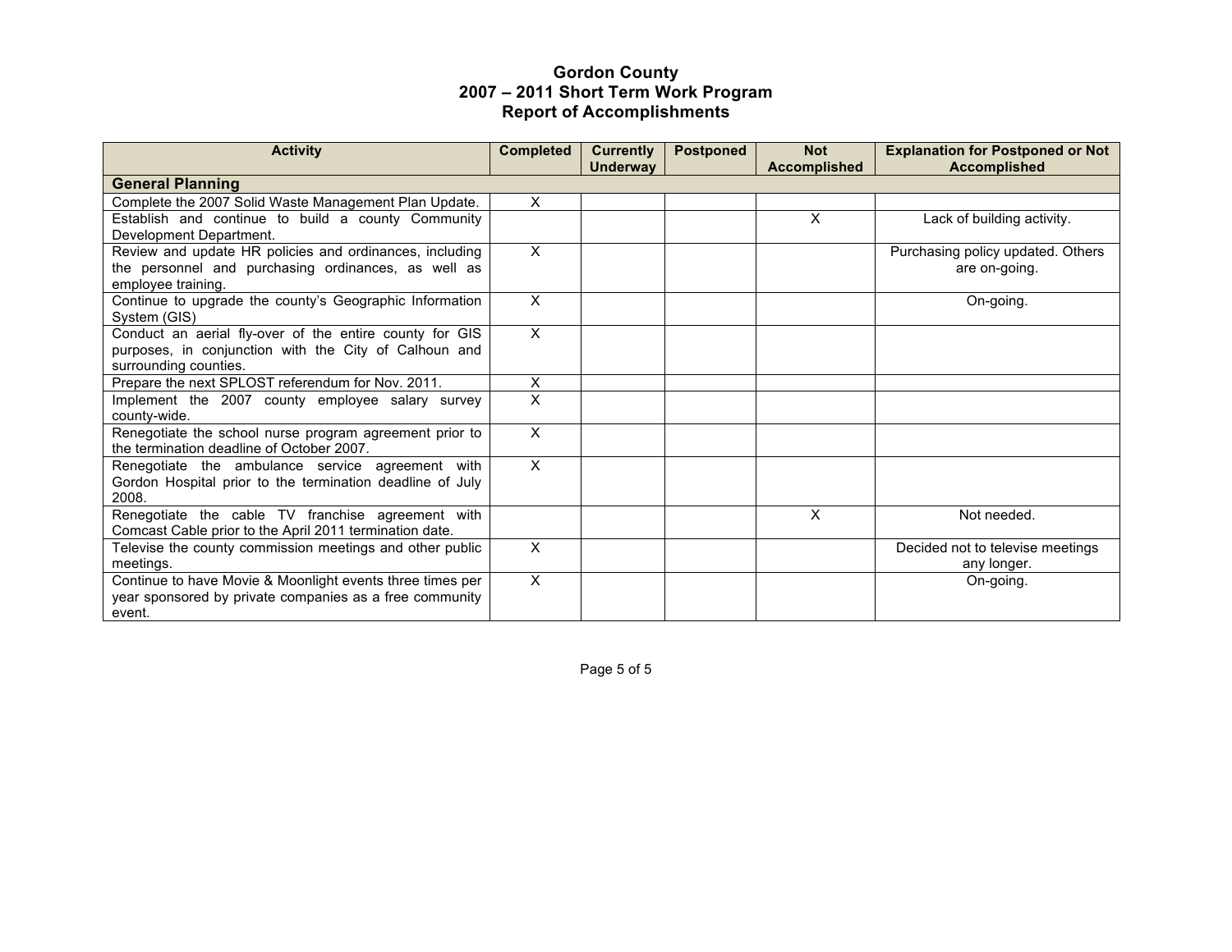# Gordon County
## 2007 – 2011 Short Term Work Program
## Report of Accomplishments

| Activity | Completed | Currently Underway | Postponed | Not Accomplished | Explanation for Postponed or Not Accomplished |
|---|---|---|---|---|---|
| **General Planning** | | | | | |
| Complete the 2007 Solid Waste Management Plan Update. | X | | | | |
| Establish and continue to build a county Community Development Department. | | | | X | Lack of building activity. |
| Review and update HR policies and ordinances, including the personnel and purchasing ordinances, as well as employee training. | X | | | | Purchasing policy updated. Others are on-going. |
| Continue to upgrade the county's Geographic Information System (GIS) | X | | | | On-going. |
| Conduct an aerial fly-over of the entire county for GIS purposes, in conjunction with the City of Calhoun and surrounding counties. | X | | | | |
| Prepare the next SPLOST referendum for Nov. 2011. | X | | | | |
| Implement the 2007 county employee salary survey county-wide. | X | | | | |
| Renegotiate the school nurse program agreement prior to the termination deadline of October 2007. | X | | | | |
| Renegotiate the ambulance service agreement with Gordon Hospital prior to the termination deadline of July 2008. | X | | | | |
| Renegotiate the cable TV franchise agreement with Comcast Cable prior to the April 2011 termination date. | | | | X | Not needed. |
| Televise the county commission meetings and other public meetings. | X | | | | Decided not to televise meetings any longer. |
| Continue to have Movie & Moonlight events three times per year sponsored by private companies as a free community event. | X | | | | On-going. |